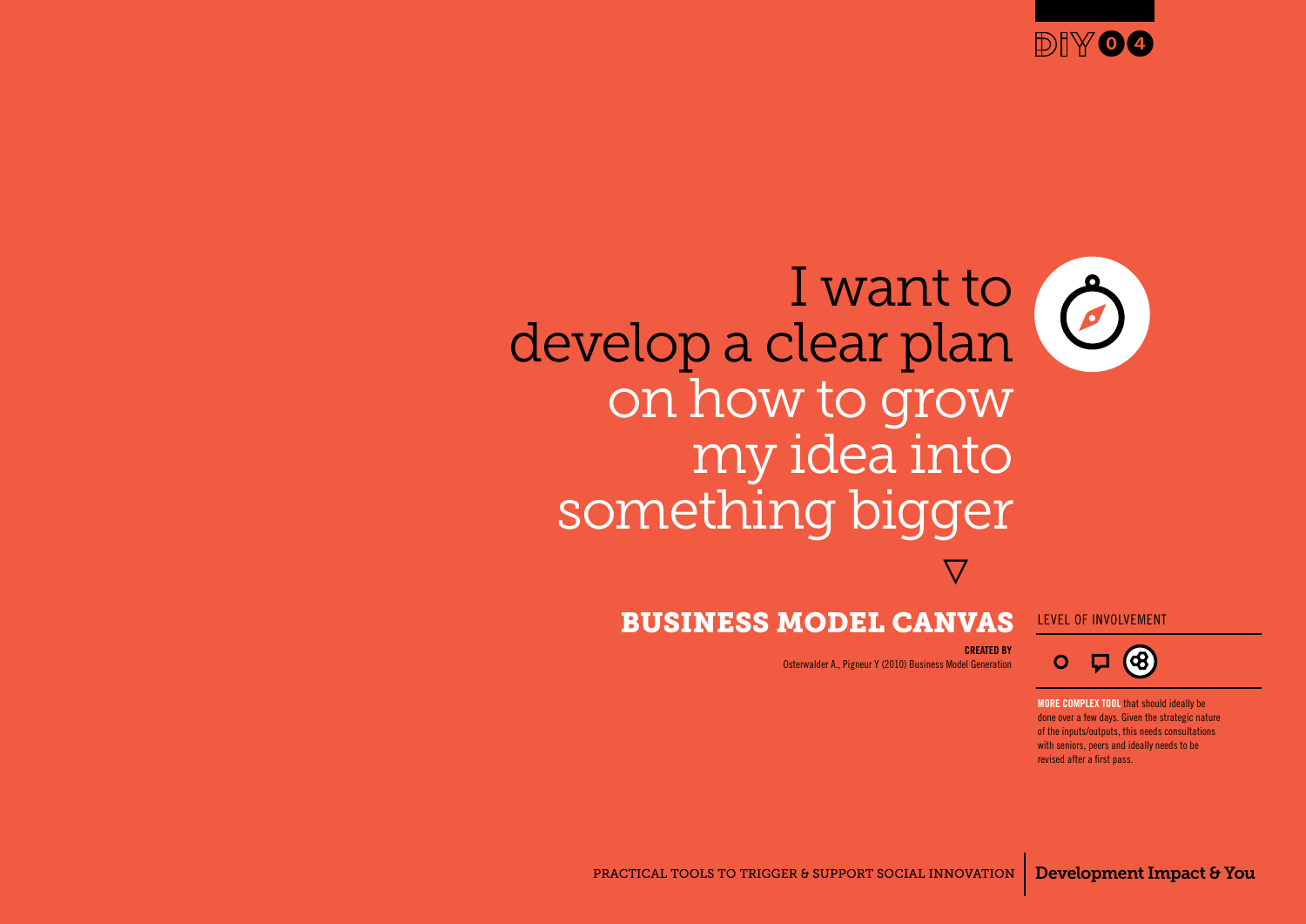DIY 04

# I want to develop a clear plan on how to grow my idea into something bigger

## BUSINESS MODEL CANVAS

**CREATED BY**
Osterwalder A., Pigneur Y (2010) Business Model Generation

LEVEL OF INVOLVEMENT

**MORE COMPLEX TOOL** that should ideally be done over a few days. Given the strategic nature of the inputs/outputs, this needs consultations with seniors, peers and ideally needs to be revised after a first pass.

PRACTICAL TOOLS TO TRIGGER & SUPPORT SOCIAL INNOVATION | **Development Impact & You**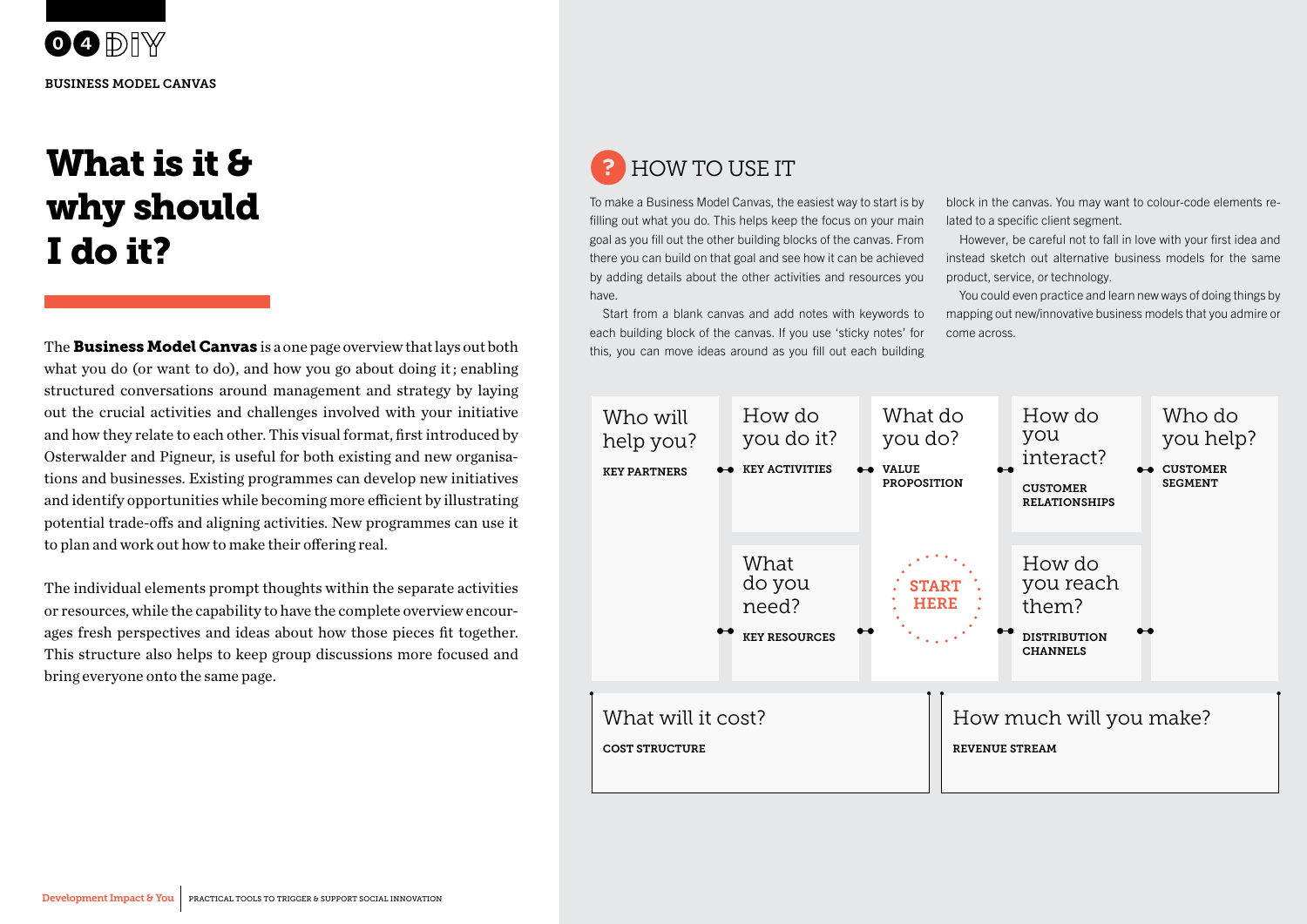04 DIY

BUSINESS MODEL CANVAS

# What is it & why should I do it?

The **Business Model Canvas** is a one page overview that lays out both what you do (or want to do), and how you go about doing it; enabling structured conversations around management and strategy by laying out the crucial activities and challenges involved with your initiative and how they relate to each other. This visual format, first introduced by Osterwalder and Pigneur, is useful for both existing and new organisations and businesses. Existing programmes can develop new initiatives and identify opportunities while becoming more efficient by illustrating potential trade-offs and aligning activities. New programmes can use it to plan and work out how to make their offering real.

The individual elements prompt thoughts within the separate activities or resources, while the capability to have the complete overview encourages fresh perspectives and ideas about how those pieces fit together. This structure also helps to keep group discussions more focused and bring everyone onto the same page.

## HOW TO USE IT

To make a Business Model Canvas, the easiest way to start is by filling out what you do. This helps keep the focus on your main goal as you fill out the other building blocks of the canvas. From there you can build on that goal and see how it can be achieved by adding details about the other activities and resources you have.

Start from a blank canvas and add notes with keywords to each building block of the canvas. If you use 'sticky notes' for this, you can move ideas around as you fill out each building block in the canvas. You may want to colour-code elements related to a specific client segment.

However, be careful not to fall in love with your first idea and instead sketch out alternative business models for the same product, service, or technology.

You could even practice and learn new ways of doing things by mapping out new/innovative business models that you admire or come across.

| Who will help you? **KEY PARTNERS** | How do you do it? **KEY ACTIVITIES** | What do you do? **VALUE PROPOSITION** | How do you interact? **CUSTOMER RELATIONSHIPS** | Who do you help? **CUSTOMER SEGMENT** |
|---|---|---|---|---|
| | What do you need? **KEY RESOURCES** | START HERE | How do you reach them? **DISTRIBUTION CHANNELS** | |

| What will it cost? **COST STRUCTURE** | How much will you make? **REVENUE STREAM** |
|---|---|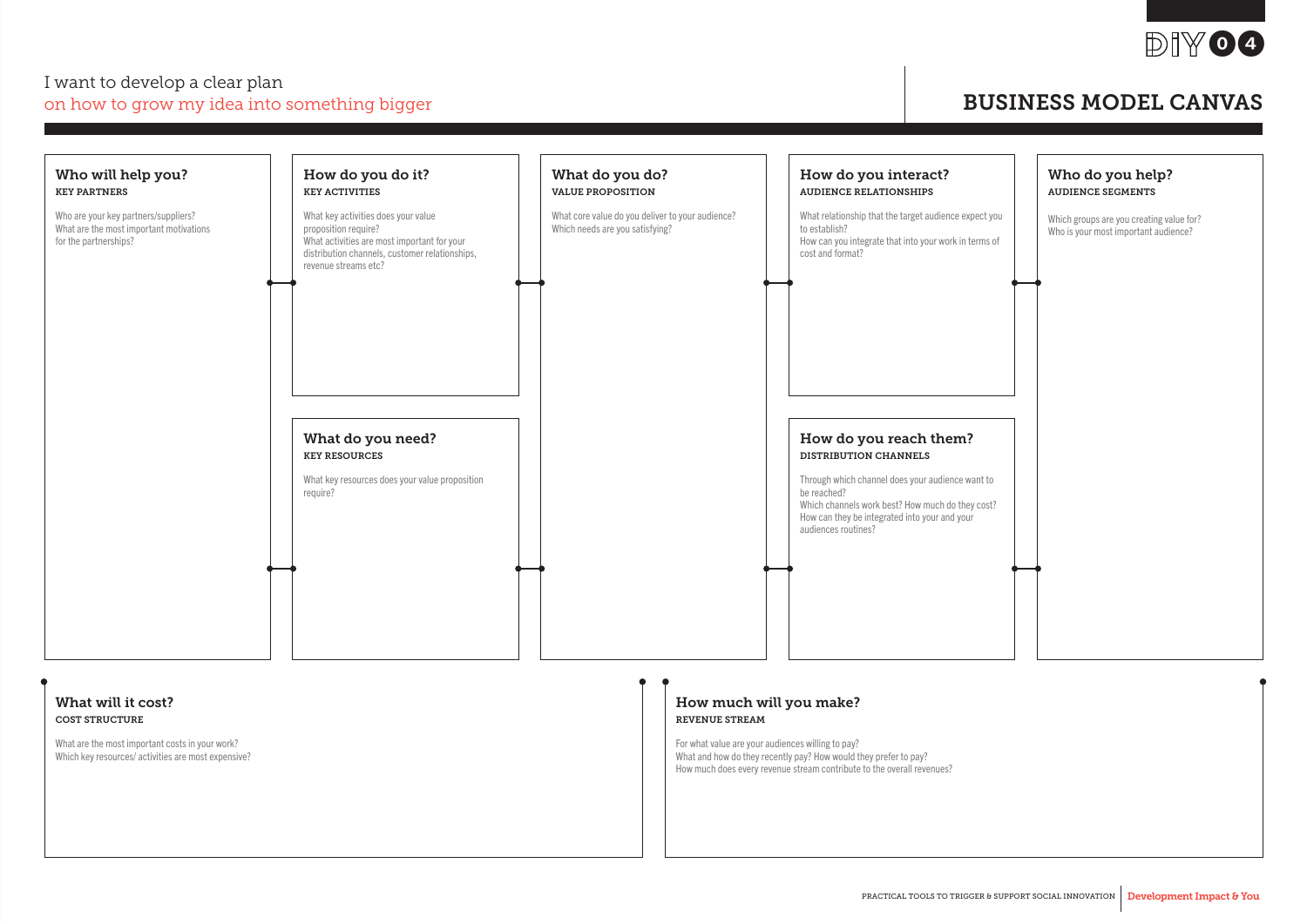I want to develop a clear plan
on how to grow my idea into something bigger

# BUSINESS MODEL CANVAS

## Who will help you?
**KEY PARTNERS**

Who are your key partners/suppliers?
What are the most important motivations for the partnerships?

## How do you do it?
**KEY ACTIVITIES**

What key activities does your value proposition require?
What activities are most important for your distribution channels, customer relationships, revenue streams etc?

## What do you need?
**KEY RESOURCES**

What key resources does your value proposition require?

## What do you do?
**VALUE PROPOSITION**

What core value do you deliver to your audience?
Which needs are you satisfying?

## How do you interact?
**AUDIENCE RELATIONSHIPS**

What relationship that the target audience expect you to establish?
How can you integrate that into your work in terms of cost and format?

## How do you reach them?
**DISTRIBUTION CHANNELS**

Through which channel does your audience want to be reached?
Which channels work best? How much do they cost?
How can they be integrated into your and your audiences routines?

## Who do you help?
**AUDIENCE SEGMENTS**

Which groups are you creating value for?
Who is your most important audience?

## What will it cost?
**COST STRUCTURE**

What are the most important costs in your work?
Which key resources/ activities are most expensive?

## How much will you make?
**REVENUE STREAM**

For what value are your audiences willing to pay?
What and how do they recently pay? How would they prefer to pay?
How much does every revenue stream contribute to the overall revenues?